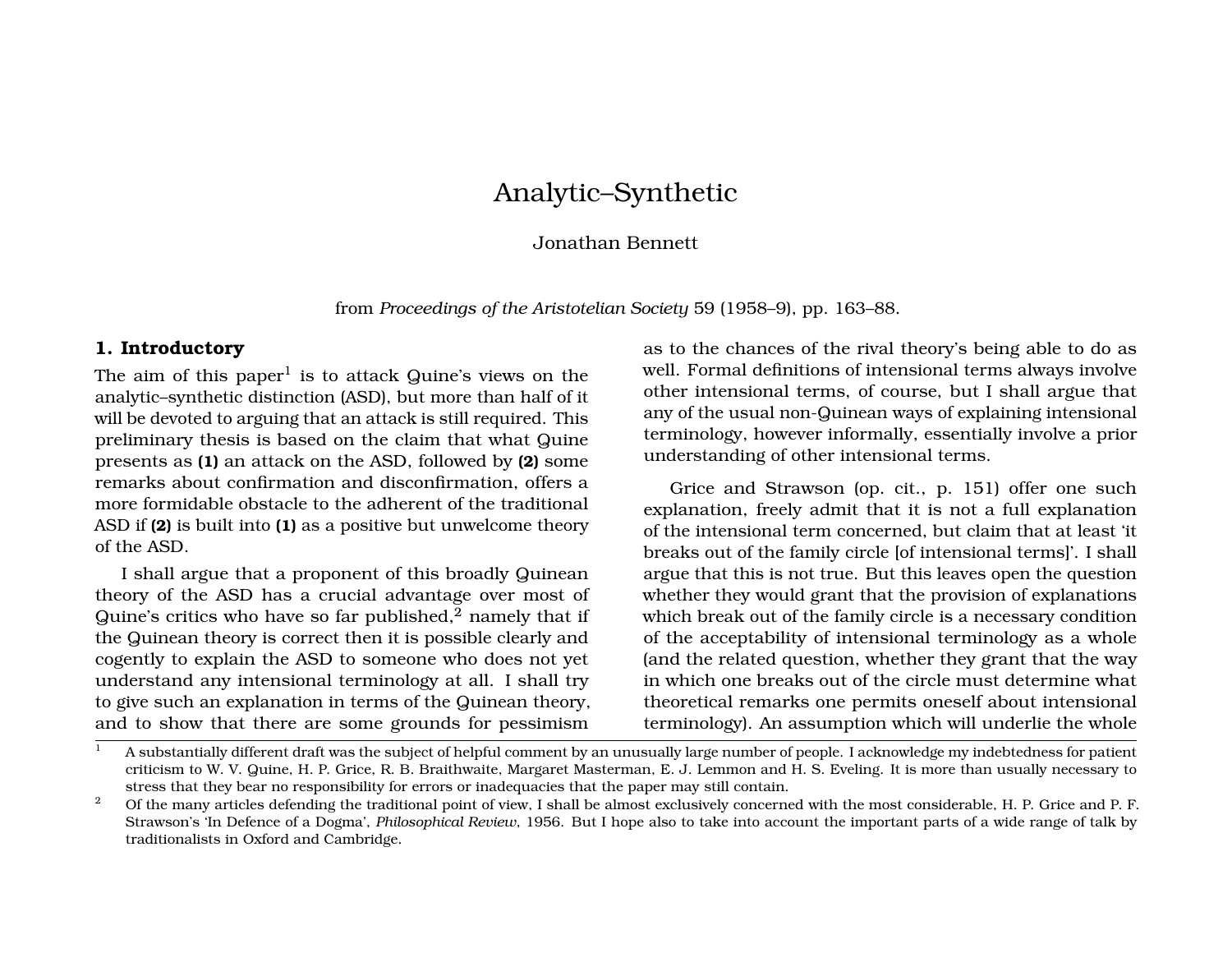# Analytic–Synthetic

Jonathan Bennett

from *Proceedings of the Aristotelian Society* 59 (1958–9), pp. 163–88.

## 1. Introductory

The aim of this paper[1] is to attack Quine's views on the analytic–synthetic distinction (ASD), but more than half of it will be devoted to arguing that an attack is still required. This preliminary thesis is based on the claim that what Quine presents as **(1)** an attack on the ASD, followed by **(2)** some remarks about confirmation and disconfirmation, offers a more formidable obstacle to the adherent of the traditional ASD if **(2)** is built into **(1)** as a positive but unwelcome theory of the ASD.

I shall argue that a proponent of this broadly Quinean theory of the ASD has a crucial advantage over most of Quine's critics who have so far published,[2] namely that if the Quinean theory is correct then it is possible clearly and cogently to explain the ASD to someone who does not yet understand any intensional terminology at all. I shall try to give such an explanation in terms of the Quinean theory, and to show that there are some grounds for pessimism as to the chances of the rival theory's being able to do as well. Formal definitions of intensional terms always involve other intensional terms, of course, but I shall argue that any of the usual non-Quinean ways of explaining intensional terminology, however informally, essentially involve a prior understanding of other intensional terms.

Grice and Strawson (op. cit., p. 151) offer one such explanation, freely admit that it is not a full explanation of the intensional term concerned, but claim that at least 'it breaks out of the family circle [of intensional terms]'. I shall argue that this is not true. But this leaves open the question whether they would grant that the provision of explanations which break out of the family circle is a necessary condition of the acceptability of intensional terminology as a whole (and the related question, whether they grant that the way in which one breaks out of the circle must determine what theoretical remarks one permits oneself about intensional terminology). An assumption which will underlie the whole

[1] A substantially different draft was the subject of helpful comment by an unusually large number of people. I acknowledge my indebtedness for patient criticism to W. V. Quine, H. P. Grice, R. B. Braithwaite, Margaret Masterman, E. J. Lemmon and H. S. Eveling. It is more than usually necessary to stress that they bear no responsibility for errors or inadequacies that the paper may still contain.

[2] Of the many articles defending the traditional point of view, I shall be almost exclusively concerned with the most considerable, H. P. Grice and P. F. Strawson's 'In Defence of a Dogma', *Philosophical Review*, 1956. But I hope also to take into account the important parts of a wide range of talk by traditionalists in Oxford and Cambridge.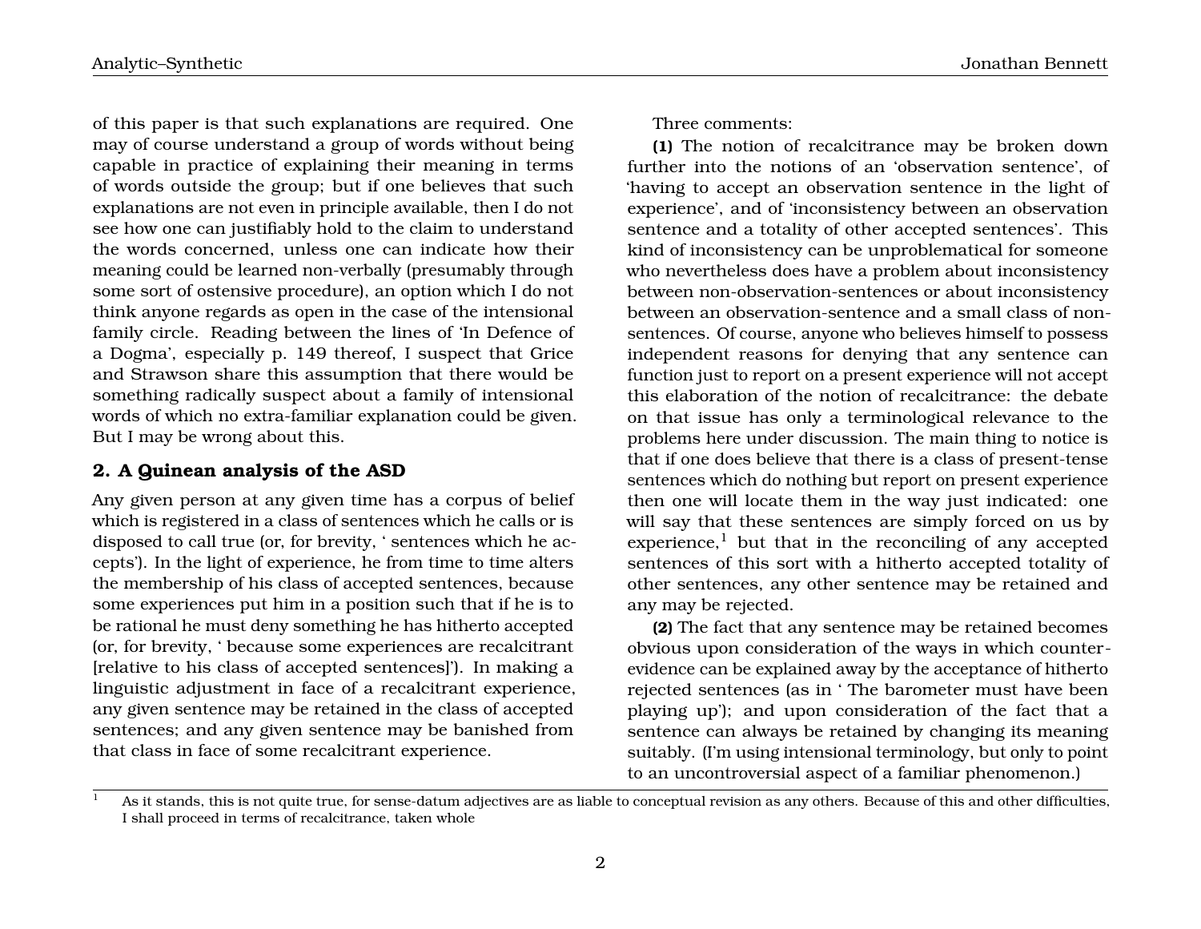of this paper is that such explanations are required. One may of course understand a group of words without being capable in practice of explaining their meaning in terms of words outside the group; but if one believes that such explanations are not even in principle available, then I do not see how one can justifiably hold to the claim to understand the words concerned, unless one can indicate how their meaning could be learned non-verbally (presumably through some sort of ostensive procedure), an option which I do not think anyone regards as open in the case of the intensional family circle. Reading between the lines of 'In Defence of a Dogma', especially p. 149 thereof, I suspect that Grice and Strawson share this assumption that there would be something radically suspect about a family of intensional words of which no extra-familiar explanation could be given. But I may be wrong about this.

## 2. A Quinean analysis of the ASD

Any given person at any given time has a corpus of belief which is registered in a class of sentences which he calls or is disposed to call true (or, for brevity, ' sentences which he accepts'). In the light of experience, he from time to time alters the membership of his class of accepted sentences, because some experiences put him in a position such that if he is to be rational he must deny something he has hitherto accepted (or, for brevity, ' because some experiences are recalcitrant [relative to his class of accepted sentences]'). In making a linguistic adjustment in face of a recalcitrant experience, any given sentence may be retained in the class of accepted sentences; and any given sentence may be banished from that class in face of some recalcitrant experience.

Three comments:

**(1)** The notion of recalcitrance may be broken down further into the notions of an 'observation sentence', of 'having to accept an observation sentence in the light of experience', and of 'inconsistency between an observation sentence and a totality of other accepted sentences'. This kind of inconsistency can be unproblematical for someone who nevertheless does have a problem about inconsistency between non-observation-sentences or about inconsistency between an observation-sentence and a small class of non-sentences. Of course, anyone who believes himself to possess independent reasons for denying that any sentence can function just to report on a present experience will not accept this elaboration of the notion of recalcitrance: the debate on that issue has only a terminological relevance to the problems here under discussion. The main thing to notice is that if one does believe that there is a class of present-tense sentences which do nothing but report on present experience then one will locate them in the way just indicated: one will say that these sentences are simply forced on us by experience,[1] but that in the reconciling of any accepted sentences of this sort with a hitherto accepted totality of other sentences, any other sentence may be retained and any may be rejected.

**(2)** The fact that any sentence may be retained becomes obvious upon consideration of the ways in which counter-evidence can be explained away by the acceptance of hitherto rejected sentences (as in ' The barometer must have been playing up'); and upon consideration of the fact that a sentence can always be retained by changing its meaning suitably. (I'm using intensional terminology, but only to point to an uncontroversial aspect of a familiar phenomenon.)

---

[1] As it stands, this is not quite true, for sense-datum adjectives are as liable to conceptual revision as any others. Because of this and other difficulties, I shall proceed in terms of recalcitrance, taken whole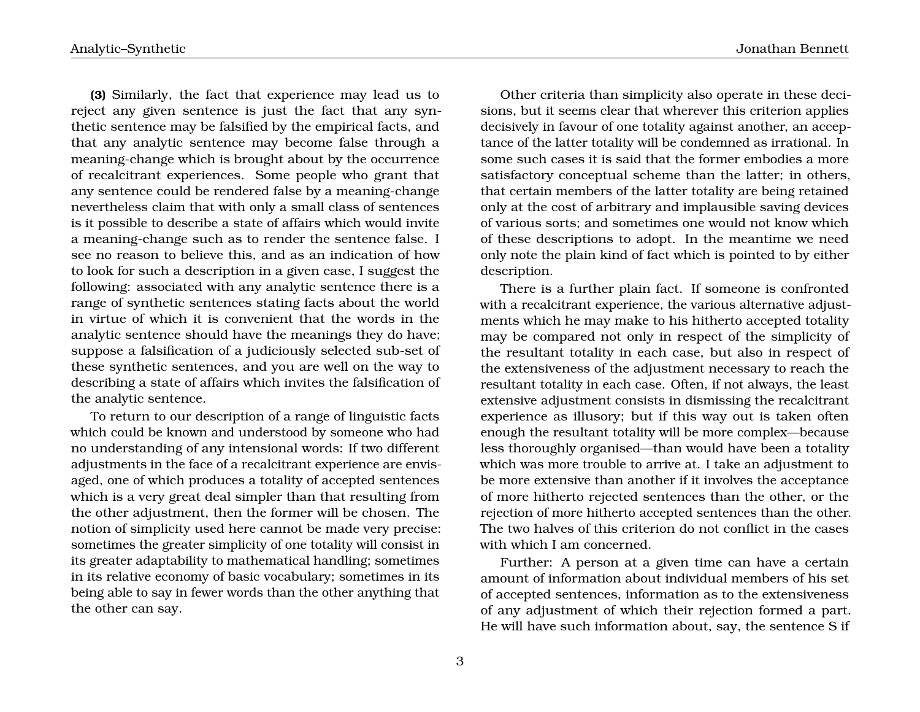**(3)** Similarly, the fact that experience may lead us to reject any given sentence is just the fact that any synthetic sentence may be falsified by the empirical facts, and that any analytic sentence may become false through a meaning-change which is brought about by the occurrence of recalcitrant experiences. Some people who grant that any sentence could be rendered false by a meaning-change nevertheless claim that with only a small class of sentences is it possible to describe a state of affairs which would invite a meaning-change such as to render the sentence false. I see no reason to believe this, and as an indication of how to look for such a description in a given case, I suggest the following: associated with any analytic sentence there is a range of synthetic sentences stating facts about the world in virtue of which it is convenient that the words in the analytic sentence should have the meanings they do have; suppose a falsification of a judiciously selected sub-set of these synthetic sentences, and you are well on the way to describing a state of affairs which invites the falsification of the analytic sentence.

To return to our description of a range of linguistic facts which could be known and understood by someone who had no understanding of any intensional words: If two different adjustments in the face of a recalcitrant experience are envisaged, one of which produces a totality of accepted sentences which is a very great deal simpler than that resulting from the other adjustment, then the former will be chosen. The notion of simplicity used here cannot be made very precise: sometimes the greater simplicity of one totality will consist in its greater adaptability to mathematical handling; sometimes in its relative economy of basic vocabulary; sometimes in its being able to say in fewer words than the other anything that the other can say.

Other criteria than simplicity also operate in these decisions, but it seems clear that wherever this criterion applies decisively in favour of one totality against another, an acceptance of the latter totality will be condemned as irrational. In some such cases it is said that the former embodies a more satisfactory conceptual scheme than the latter; in others, that certain members of the latter totality are being retained only at the cost of arbitrary and implausible saving devices of various sorts; and sometimes one would not know which of these descriptions to adopt. In the meantime we need only note the plain kind of fact which is pointed to by either description.

There is a further plain fact. If someone is confronted with a recalcitrant experience, the various alternative adjustments which he may make to his hitherto accepted totality may be compared not only in respect of the simplicity of the resultant totality in each case, but also in respect of the extensiveness of the adjustment necessary to reach the resultant totality in each case. Often, if not always, the least extensive adjustment consists in dismissing the recalcitrant experience as illusory; but if this way out is taken often enough the resultant totality will be more complex—because less thoroughly organised—than would have been a totality which was more trouble to arrive at. I take an adjustment to be more extensive than another if it involves the acceptance of more hitherto rejected sentences than the other, or the rejection of more hitherto accepted sentences than the other. The two halves of this criterion do not conflict in the cases with which I am concerned.

Further: A person at a given time can have a certain amount of information about individual members of his set of accepted sentences, information as to the extensiveness of any adjustment of which their rejection formed a part. He will have such information about, say, the sentence S if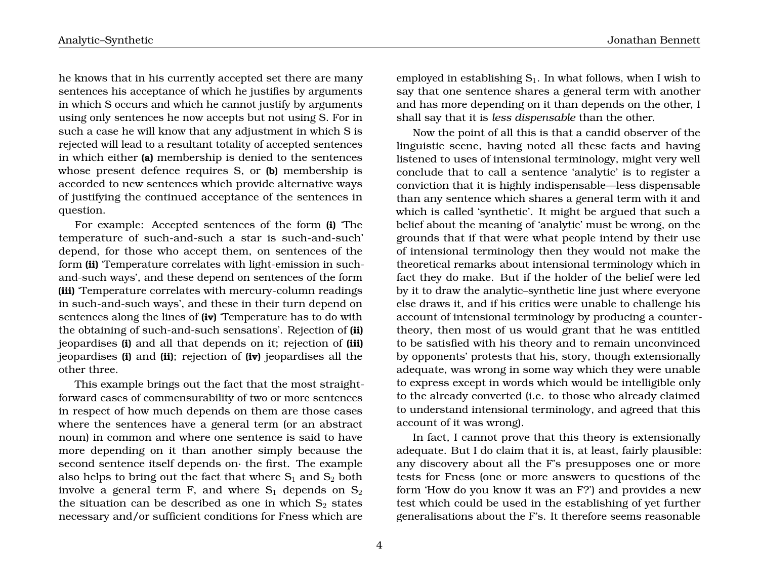he knows that in his currently accepted set there are many sentences his acceptance of which he justifies by arguments in which S occurs and which he cannot justify by arguments using only sentences he now accepts but not using S. For in such a case he will know that any adjustment in which S is rejected will lead to a resultant totality of accepted sentences in which either **(a)** membership is denied to the sentences whose present defence requires S, or **(b)** membership is accorded to new sentences which provide alternative ways of justifying the continued acceptance of the sentences in question.

For example: Accepted sentences of the form **(i)** 'The temperature of such-and-such a star is such-and-such' depend, for those who accept them, on sentences of the form **(ii)** 'Temperature correlates with light-emission in such-and-such ways', and these depend on sentences of the form **(iii)** 'Temperature correlates with mercury-column readings in such-and-such ways', and these in their turn depend on sentences along the lines of **(iv)** 'Temperature has to do with the obtaining of such-and-such sensations'. Rejection of **(ii)** jeopardises **(i)** and all that depends on it; rejection of **(iii)** jeopardises **(i)** and **(ii)**; rejection of **(iv)** jeopardises all the other three.

This example brings out the fact that the most straightforward cases of commensurability of two or more sentences in respect of how much depends on them are those cases where the sentences have a general term (or an abstract noun) in common and where one sentence is said to have more depending on it than another simply because the second sentence itself depends on· the first. The example also helps to bring out the fact that where $S_1$ and $S_2$ both involve a general term F, and where $S_1$ depends on $S_2$ the situation can be described as one in which $S_2$ states necessary and/or sufficient conditions for Fness which are employed in establishing $S_1$. In what follows, when I wish to say that one sentence shares a general term with another and has more depending on it than depends on the other, I shall say that it is *less dispensable* than the other.

Now the point of all this is that a candid observer of the linguistic scene, having noted all these facts and having listened to uses of intensional terminology, might very well conclude that to call a sentence 'analytic' is to register a conviction that it is highly indispensable—less dispensable than any sentence which shares a general term with it and which is called 'synthetic'. It might be argued that such a belief about the meaning of 'analytic' must be wrong, on the grounds that if that were what people intend by their use of intensional terminology then they would not make the theoretical remarks about intensional terminology which in fact they do make. But if the holder of the belief were led by it to draw the analytic–synthetic line just where everyone else draws it, and if his critics were unable to challenge his account of intensional terminology by producing a counter-theory, then most of us would grant that he was entitled to be satisfied with his theory and to remain unconvinced by opponents' protests that his, story, though extensionally adequate, was wrong in some way which they were unable to express except in words which would be intelligible only to the already converted (i.e. to those who already claimed to understand intensional terminology, and agreed that this account of it was wrong).

In fact, I cannot prove that this theory is extensionally adequate. But I do claim that it is, at least, fairly plausible: any discovery about all the F's presupposes one or more tests for Fness (one or more answers to questions of the form 'How do you know it was an F?') and provides a new test which could be used in the establishing of yet further generalisations about the F's. It therefore seems reasonable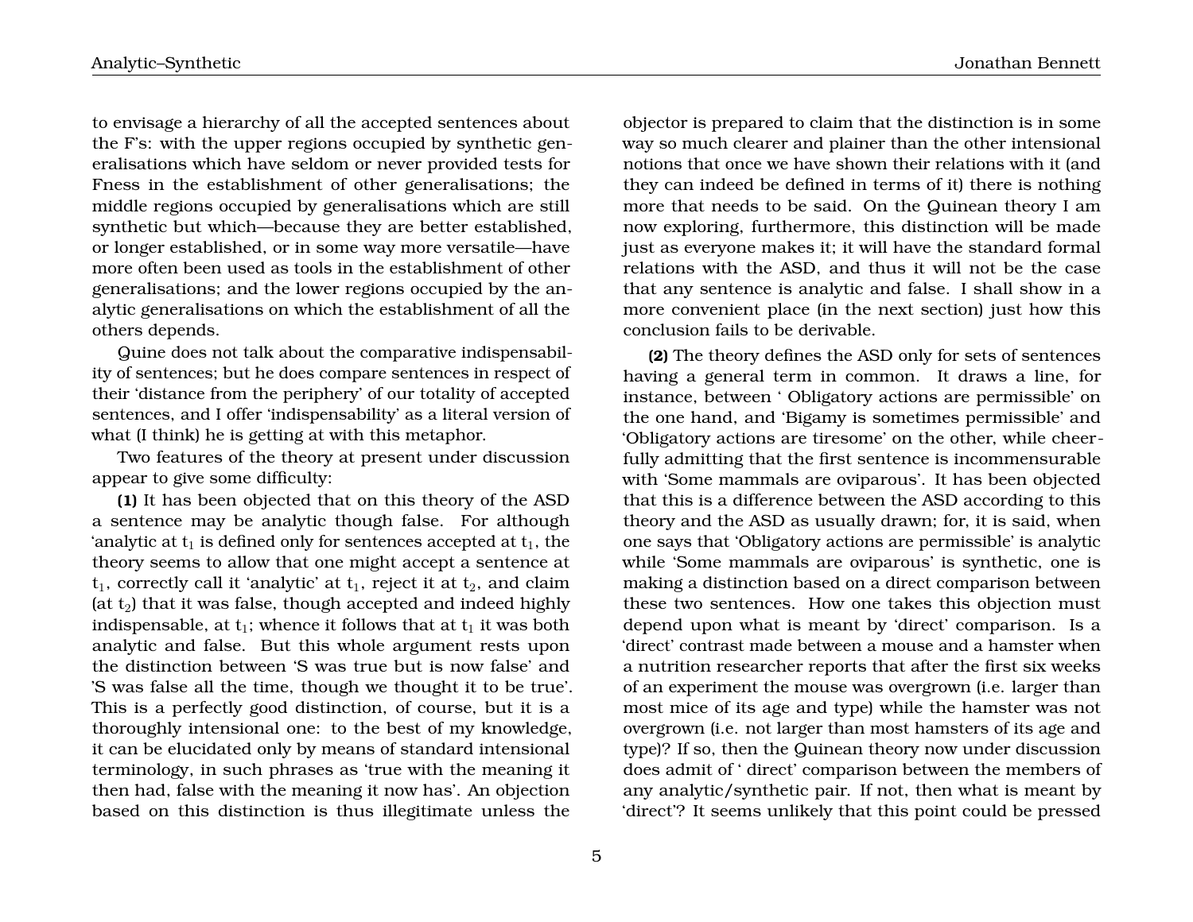to envisage a hierarchy of all the accepted sentences about the F's: with the upper regions occupied by synthetic generalisations which have seldom or never provided tests for Fness in the establishment of other generalisations; the middle regions occupied by generalisations which are still synthetic but which—because they are better established, or longer established, or in some way more versatile—have more often been used as tools in the establishment of other generalisations; and the lower regions occupied by the analytic generalisations on which the establishment of all the others depends.

Quine does not talk about the comparative indispensability of sentences; but he does compare sentences in respect of their 'distance from the periphery' of our totality of accepted sentences, and I offer 'indispensability' as a literal version of what (I think) he is getting at with this metaphor.

Two features of the theory at present under discussion appear to give some difficulty:

**(1)** It has been objected that on this theory of the ASD a sentence may be analytic though false. For although 'analytic at $t_1$ is defined only for sentences accepted at $t_1$, the theory seems to allow that one might accept a sentence at $t_1$, correctly call it 'analytic' at $t_1$, reject it at $t_2$, and claim (at $t_2$) that it was false, though accepted and indeed highly indispensable, at $t_1$; whence it follows that at $t_1$ it was both analytic and false. But this whole argument rests upon the distinction between 'S was true but is now false' and 'S was false all the time, though we thought it to be true'. This is a perfectly good distinction, of course, but it is a thoroughly intensional one: to the best of my knowledge, it can be elucidated only by means of standard intensional terminology, in such phrases as 'true with the meaning it then had, false with the meaning it now has'. An objection based on this distinction is thus illegitimate unless the objector is prepared to claim that the distinction is in some way so much clearer and plainer than the other intensional notions that once we have shown their relations with it (and they can indeed be defined in terms of it) there is nothing more that needs to be said. On the Quinean theory I am now exploring, furthermore, this distinction will be made just as everyone makes it; it will have the standard formal relations with the ASD, and thus it will not be the case that any sentence is analytic and false. I shall show in a more convenient place (in the next section) just how this conclusion fails to be derivable.

**(2)** The theory defines the ASD only for sets of sentences having a general term in common. It draws a line, for instance, between ' Obligatory actions are permissible' on the one hand, and 'Bigamy is sometimes permissible' and 'Obligatory actions are tiresome' on the other, while cheerfully admitting that the first sentence is incommensurable with 'Some mammals are oviparous'. It has been objected that this is a difference between the ASD according to this theory and the ASD as usually drawn; for, it is said, when one says that 'Obligatory actions are permissible' is analytic while 'Some mammals are oviparous' is synthetic, one is making a distinction based on a direct comparison between these two sentences. How one takes this objection must depend upon what is meant by 'direct' comparison. Is a 'direct' contrast made between a mouse and a hamster when a nutrition researcher reports that after the first six weeks of an experiment the mouse was overgrown (i.e. larger than most mice of its age and type) while the hamster was not overgrown (i.e. not larger than most hamsters of its age and type)? If so, then the Quinean theory now under discussion does admit of ' direct' comparison between the members of any analytic/synthetic pair. If not, then what is meant by 'direct'? It seems unlikely that this point could be pressed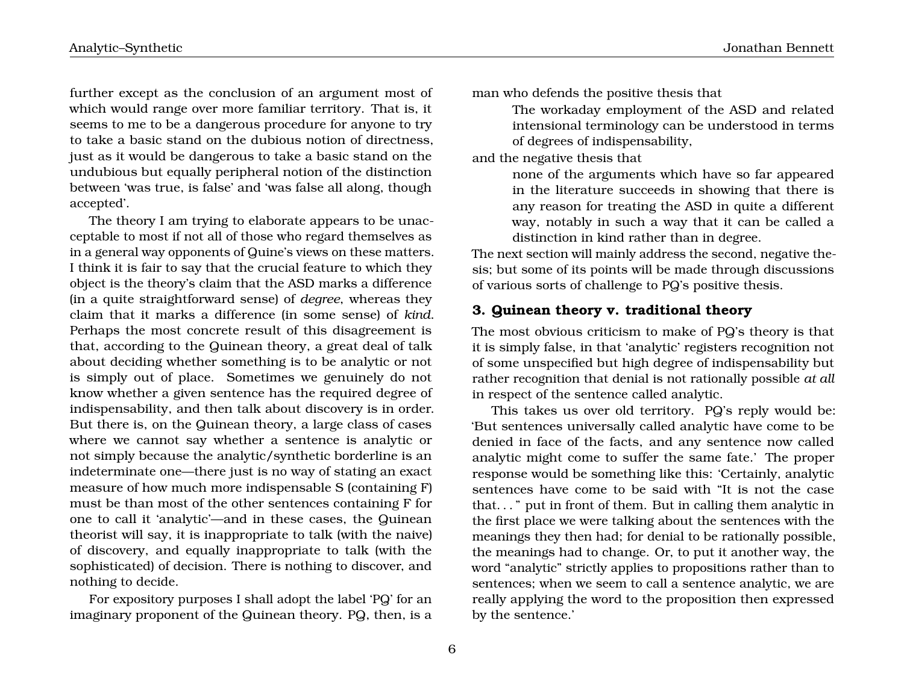further except as the conclusion of an argument most of which would range over more familiar territory. That is, it seems to me to be a dangerous procedure for anyone to try to take a basic stand on the dubious notion of directness, just as it would be dangerous to take a basic stand on the undubious but equally peripheral notion of the distinction between 'was true, is false' and 'was false all along, though accepted'.

The theory I am trying to elaborate appears to be unacceptable to most if not all of those who regard themselves as in a general way opponents of Quine's views on these matters. I think it is fair to say that the crucial feature to which they object is the theory's claim that the ASD marks a difference (in a quite straightforward sense) of *degree*, whereas they claim that it marks a difference (in some sense) of *kind*. Perhaps the most concrete result of this disagreement is that, according to the Quinean theory, a great deal of talk about deciding whether something is to be analytic or not is simply out of place. Sometimes we genuinely do not know whether a given sentence has the required degree of indispensability, and then talk about discovery is in order. But there is, on the Quinean theory, a large class of cases where we cannot say whether a sentence is analytic or not simply because the analytic/synthetic borderline is an indeterminate one—there just is no way of stating an exact measure of how much more indispensable S (containing F) must be than most of the other sentences containing F for one to call it 'analytic'—and in these cases, the Quinean theorist will say, it is inappropriate to talk (with the naive) of discovery, and equally inappropriate to talk (with the sophisticated) of decision. There is nothing to discover, and nothing to decide.

For expository purposes I shall adopt the label 'PQ' for an imaginary proponent of the Quinean theory. PQ, then, is a man who defends the positive thesis that

> The workaday employment of the ASD and related intensional terminology can be understood in terms of degrees of indispensability,

and the negative thesis that

> none of the arguments which have so far appeared in the literature succeeds in showing that there is any reason for treating the ASD in quite a different way, notably in such a way that it can be called a distinction in kind rather than in degree.

The next section will mainly address the second, negative thesis; but some of its points will be made through discussions of various sorts of challenge to PQ's positive thesis.

## 3. Quinean theory v. traditional theory

The most obvious criticism to make of PQ's theory is that it is simply false, in that 'analytic' registers recognition not of some unspecified but high degree of indispensability but rather recognition that denial is not rationally possible *at all* in respect of the sentence called analytic.

This takes us over old territory. PQ's reply would be: 'But sentences universally called analytic have come to be denied in face of the facts, and any sentence now called analytic might come to suffer the same fate.' The proper response would be something like this: 'Certainly, analytic sentences have come to be said with "It is not the case that. . . " put in front of them. But in calling them analytic in the first place we were talking about the sentences with the meanings they then had; for denial to be rationally possible, the meanings had to change. Or, to put it another way, the word "analytic" strictly applies to propositions rather than to sentences; when we seem to call a sentence analytic, we are really applying the word to the proposition then expressed by the sentence.'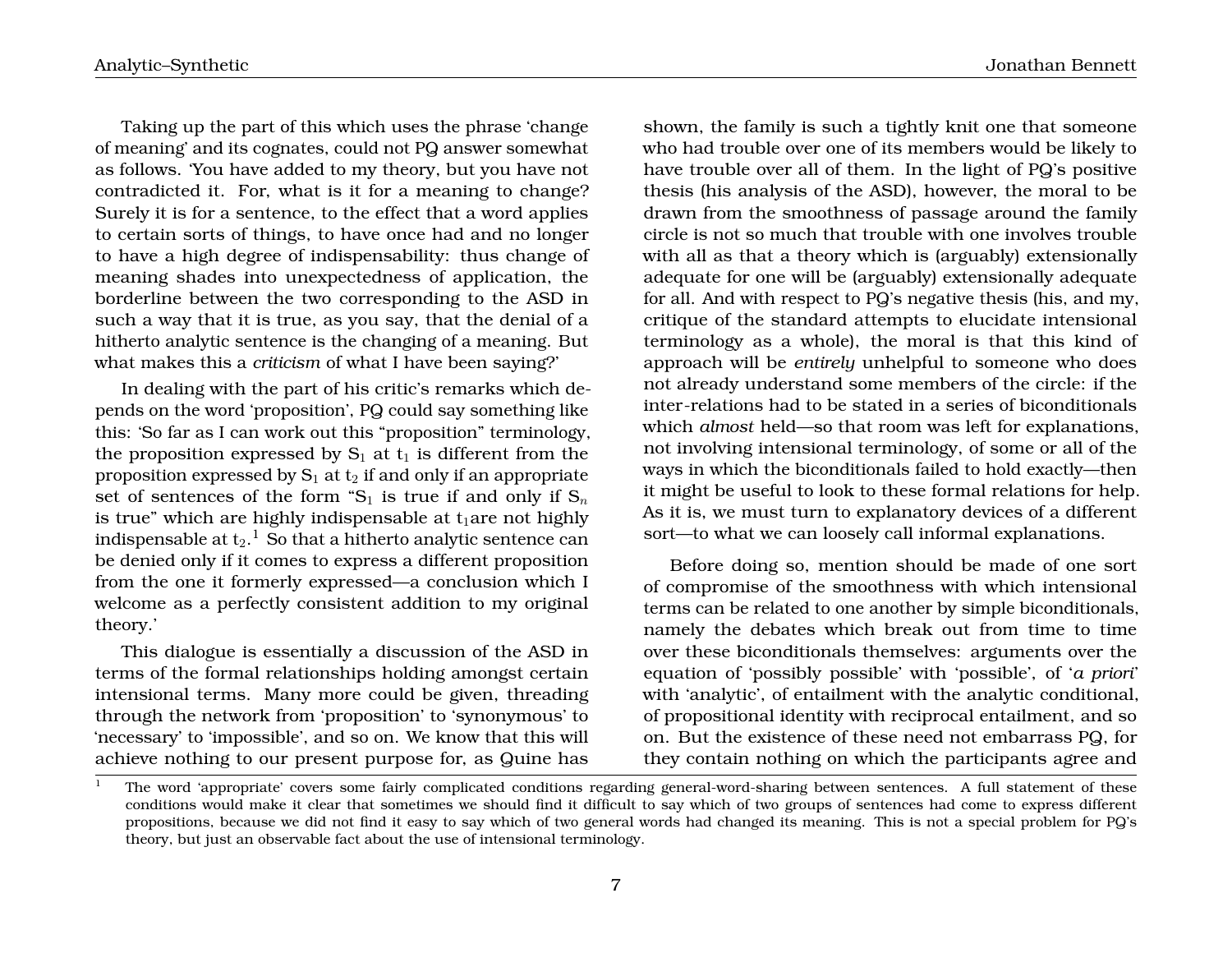Taking up the part of this which uses the phrase 'change of meaning' and its cognates, could not PQ answer somewhat as follows. 'You have added to my theory, but you have not contradicted it. For, what is it for a meaning to change? Surely it is for a sentence, to the effect that a word applies to certain sorts of things, to have once had and no longer to have a high degree of indispensability: thus change of meaning shades into unexpectedness of application, the borderline between the two corresponding to the ASD in such a way that it is true, as you say, that the denial of a hitherto analytic sentence is the changing of a meaning. But what makes this a *criticism* of what I have been saying?'

In dealing with the part of his critic's remarks which depends on the word 'proposition', PQ could say something like this: 'So far as I can work out this "proposition" terminology, the proposition expressed by $S_1$ at $t_1$ is different from the proposition expressed by $S_1$ at $t_2$ if and only if an appropriate set of sentences of the form "$S_1$ is true if and only if $S_n$ is true" which are highly indispensable at $t_1$are not highly indispensable at $t_2$.[1] So that a hitherto analytic sentence can be denied only if it comes to express a different proposition from the one it formerly expressed—a conclusion which I welcome as a perfectly consistent addition to my original theory.'

This dialogue is essentially a discussion of the ASD in terms of the formal relationships holding amongst certain intensional terms. Many more could be given, threading through the network from 'proposition' to 'synonymous' to 'necessary' to 'impossible', and so on. We know that this will achieve nothing to our present purpose for, as Quine has shown, the family is such a tightly knit one that someone who had trouble over one of its members would be likely to have trouble over all of them. In the light of PQ's positive thesis (his analysis of the ASD), however, the moral to be drawn from the smoothness of passage around the family circle is not so much that trouble with one involves trouble with all as that a theory which is (arguably) extensionally adequate for one will be (arguably) extensionally adequate for all. And with respect to PQ's negative thesis (his, and my, critique of the standard attempts to elucidate intensional terminology as a whole), the moral is that this kind of approach will be *entirely* unhelpful to someone who does not already understand some members of the circle: if the inter-relations had to be stated in a series of biconditionals which *almost* held—so that room was left for explanations, not involving intensional terminology, of some or all of the ways in which the biconditionals failed to hold exactly—then it might be useful to look to these formal relations for help. As it is, we must turn to explanatory devices of a different sort—to what we can loosely call informal explanations.

Before doing so, mention should be made of one sort of compromise of the smoothness with which intensional terms can be related to one another by simple biconditionals, namely the debates which break out from time to time over these biconditionals themselves: arguments over the equation of 'possibly possible' with 'possible', of '*a priori*' with 'analytic', of entailment with the analytic conditional, of propositional identity with reciprocal entailment, and so on. But the existence of these need not embarrass PQ, for they contain nothing on which the participants agree and

[1] The word 'appropriate' covers some fairly complicated conditions regarding general-word-sharing between sentences. A full statement of these conditions would make it clear that sometimes we should find it difficult to say which of two groups of sentences had come to express different propositions, because we did not find it easy to say which of two general words had changed its meaning. This is not a special problem for PQ's theory, but just an observable fact about the use of intensional terminology.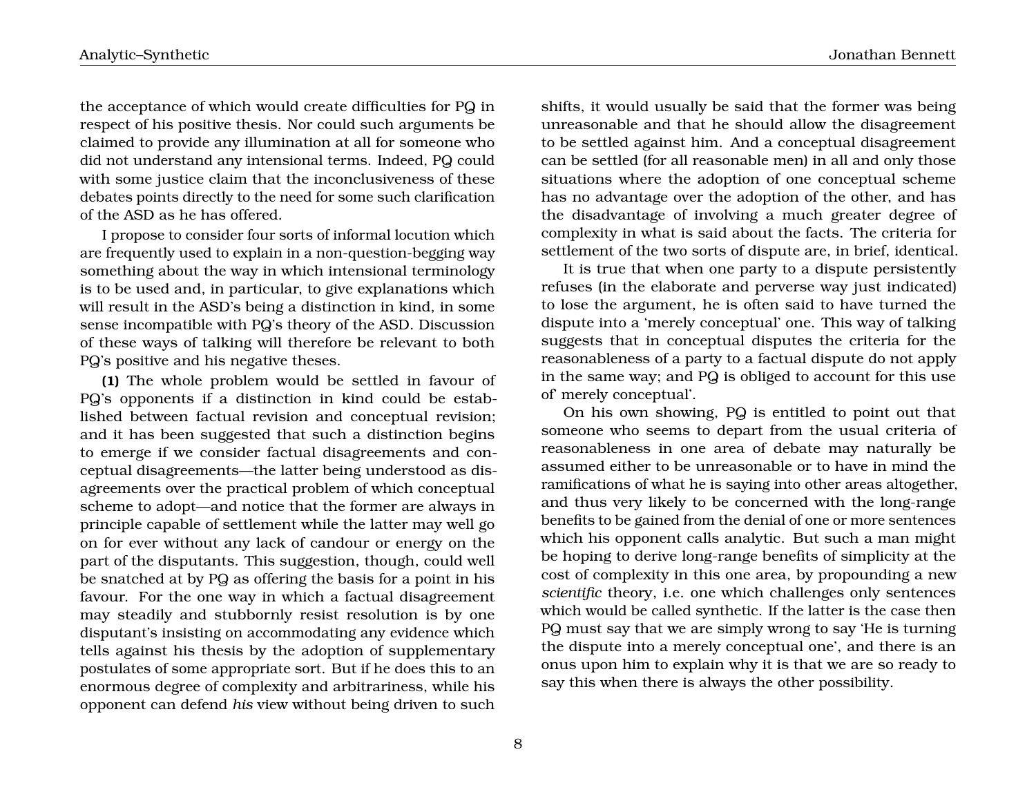the acceptance of which would create difficulties for PQ in respect of his positive thesis. Nor could such arguments be claimed to provide any illumination at all for someone who did not understand any intensional terms. Indeed, PQ could with some justice claim that the inconclusiveness of these debates points directly to the need for some such clarification of the ASD as he has offered.

I propose to consider four sorts of informal locution which are frequently used to explain in a non-question-begging way something about the way in which intensional terminology is to be used and, in particular, to give explanations which will result in the ASD's being a distinction in kind, in some sense incompatible with PQ's theory of the ASD. Discussion of these ways of talking will therefore be relevant to both PQ's positive and his negative theses.

**(1)** The whole problem would be settled in favour of PQ's opponents if a distinction in kind could be established between factual revision and conceptual revision; and it has been suggested that such a distinction begins to emerge if we consider factual disagreements and conceptual disagreements—the latter being understood as disagreements over the practical problem of which conceptual scheme to adopt—and notice that the former are always in principle capable of settlement while the latter may well go on for ever without any lack of candour or energy on the part of the disputants. This suggestion, though, could well be snatched at by PQ as offering the basis for a point in his favour. For the one way in which a factual disagreement may steadily and stubbornly resist resolution is by one disputant's insisting on accommodating any evidence which tells against his thesis by the adoption of supplementary postulates of some appropriate sort. But if he does this to an enormous degree of complexity and arbitrariness, while his opponent can defend *his* view without being driven to such shifts, it would usually be said that the former was being unreasonable and that he should allow the disagreement to be settled against him. And a conceptual disagreement can be settled (for all reasonable men) in all and only those situations where the adoption of one conceptual scheme has no advantage over the adoption of the other, and has the disadvantage of involving a much greater degree of complexity in what is said about the facts. The criteria for settlement of the two sorts of dispute are, in brief, identical.

It is true that when one party to a dispute persistently refuses (in the elaborate and perverse way just indicated) to lose the argument, he is often said to have turned the dispute into a 'merely conceptual' one. This way of talking suggests that in conceptual disputes the criteria for the reasonableness of a party to a factual dispute do not apply in the same way; and PQ is obliged to account for this use of' merely conceptual'.

On his own showing, PQ is entitled to point out that someone who seems to depart from the usual criteria of reasonableness in one area of debate may naturally be assumed either to be unreasonable or to have in mind the ramifications of what he is saying into other areas altogether, and thus very likely to be concerned with the long-range benefits to be gained from the denial of one or more sentences which his opponent calls analytic. But such a man might be hoping to derive long-range benefits of simplicity at the cost of complexity in this one area, by propounding a new *scientific* theory, i.e. one which challenges only sentences which would be called synthetic. If the latter is the case then PQ must say that we are simply wrong to say 'He is turning the dispute into a merely conceptual one', and there is an onus upon him to explain why it is that we are so ready to say this when there is always the other possibility.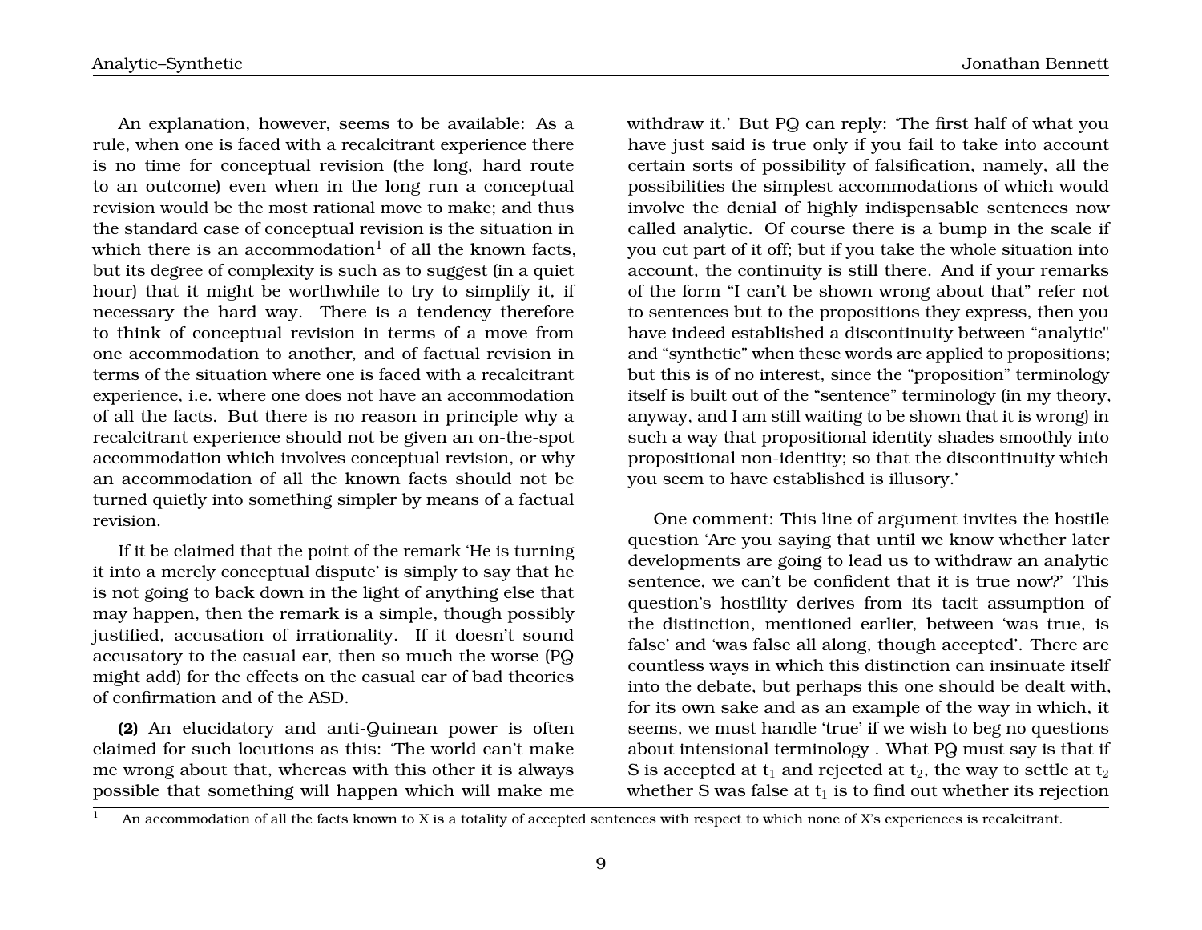An explanation, however, seems to be available: As a rule, when one is faced with a recalcitrant experience there is no time for conceptual revision (the long, hard route to an outcome) even when in the long run a conceptual revision would be the most rational move to make; and thus the standard case of conceptual revision is the situation in which there is an accommodation[1] of all the known facts, but its degree of complexity is such as to suggest (in a quiet hour) that it might be worthwhile to try to simplify it, if necessary the hard way. There is a tendency therefore to think of conceptual revision in terms of a move from one accommodation to another, and of factual revision in terms of the situation where one is faced with a recalcitrant experience, i.e. where one does not have an accommodation of all the facts. But there is no reason in principle why a recalcitrant experience should not be given an on-the-spot accommodation which involves conceptual revision, or why an accommodation of all the known facts should not be turned quietly into something simpler by means of a factual revision.

If it be claimed that the point of the remark 'He is turning it into a merely conceptual dispute' is simply to say that he is not going to back down in the light of anything else that may happen, then the remark is a simple, though possibly justified, accusation of irrationality. If it doesn't sound accusatory to the casual ear, then so much the worse (PQ might add) for the effects on the casual ear of bad theories of confirmation and of the ASD.

**(2)** An elucidatory and anti-Quinean power is often claimed for such locutions as this: 'The world can't make me wrong about that, whereas with this other it is always possible that something will happen which will make me withdraw it.' But PQ can reply: 'The first half of what you have just said is true only if you fail to take into account certain sorts of possibility of falsification, namely, all the possibilities the simplest accommodations of which would involve the denial of highly indispensable sentences now called analytic. Of course there is a bump in the scale if you cut part of it off; but if you take the whole situation into account, the continuity is still there. And if your remarks of the form "I can't be shown wrong about that" refer not to sentences but to the propositions they express, then you have indeed established a discontinuity between "analytic" and "synthetic" when these words are applied to propositions; but this is of no interest, since the "proposition" terminology itself is built out of the "sentence" terminology (in my theory, anyway, and I am still waiting to be shown that it is wrong) in such a way that propositional identity shades smoothly into propositional non-identity; so that the discontinuity which you seem to have established is illusory.'

One comment: This line of argument invites the hostile question 'Are you saying that until we know whether later developments are going to lead us to withdraw an analytic sentence, we can't be confident that it is true now?' This question's hostility derives from its tacit assumption of the distinction, mentioned earlier, between 'was true, is false' and 'was false all along, though accepted'. There are countless ways in which this distinction can insinuate itself into the debate, but perhaps this one should be dealt with, for its own sake and as an example of the way in which, it seems, we must handle 'true' if we wish to beg no questions about intensional terminology . What PQ must say is that if S is accepted at $t_1$ and rejected at $t_2$, the way to settle at $t_2$ whether S was false at $t_1$ is to find out whether its rejection

[1] An accommodation of all the facts known to X is a totality of accepted sentences with respect to which none of X's experiences is recalcitrant.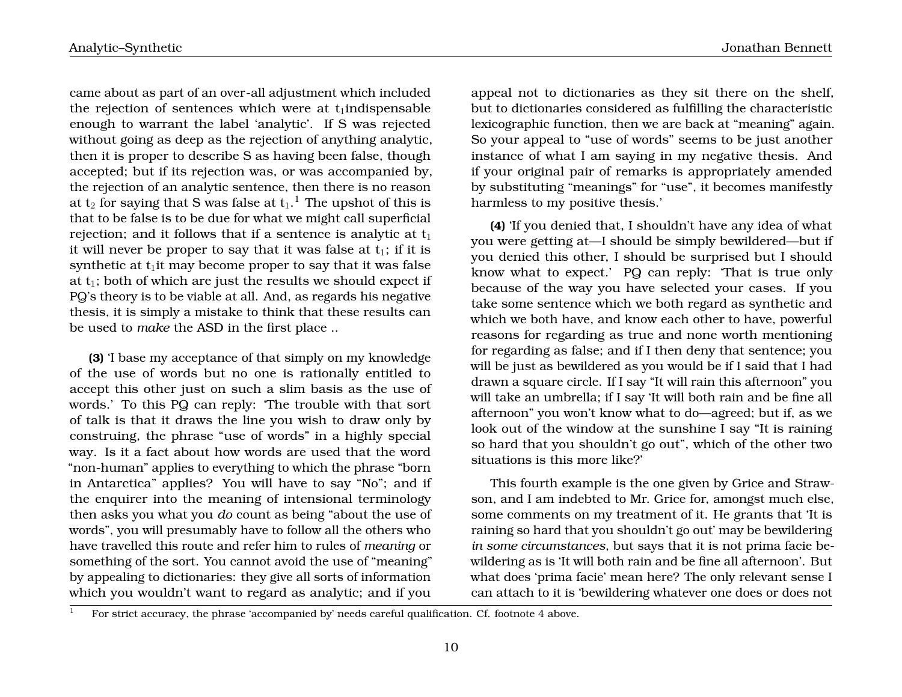came about as part of an over-all adjustment which included the rejection of sentences which were at $t_1$indispensable enough to warrant the label 'analytic'. If S was rejected without going as deep as the rejection of anything analytic, then it is proper to describe S as having been false, though accepted; but if its rejection was, or was accompanied by, the rejection of an analytic sentence, then there is no reason at $t_2$ for saying that S was false at $t_1$.[1] The upshot of this is that to be false is to be due for what we might call superficial rejection; and it follows that if a sentence is analytic at $t_1$ it will never be proper to say that it was false at $t_1$; if it is synthetic at $t_1$it may become proper to say that it was false at $t_1$; both of which are just the results we should expect if PQ's theory is to be viable at all. And, as regards his negative thesis, it is simply a mistake to think that these results can be used to *make* the ASD in the first place ..

**(3)** 'I base my acceptance of that simply on my knowledge of the use of words but no one is rationally entitled to accept this other just on such a slim basis as the use of words.' To this PQ can reply: 'The trouble with that sort of talk is that it draws the line you wish to draw only by construing, the phrase "use of words" in a highly special way. Is it a fact about how words are used that the word "non-human" applies to everything to which the phrase "born in Antarctica" applies? You will have to say "No"; and if the enquirer into the meaning of intensional terminology then asks you what you *do* count as being "about the use of words", you will presumably have to follow all the others who have travelled this route and refer him to rules of *meaning* or something of the sort. You cannot avoid the use of "meaning" by appealing to dictionaries: they give all sorts of information which you wouldn't want to regard as analytic; and if you appeal not to dictionaries as they sit there on the shelf, but to dictionaries considered as fulfilling the characteristic lexicographic function, then we are back at "meaning" again. So your appeal to "use of words" seems to be just another instance of what I am saying in my negative thesis. And if your original pair of remarks is appropriately amended by substituting "meanings" for "use", it becomes manifestly harmless to my positive thesis.'

**(4)** 'If you denied that, I shouldn't have any idea of what you were getting at—I should be simply bewildered—but if you denied this other, I should be surprised but I should know what to expect.' PQ can reply: 'That is true only because of the way you have selected your cases. If you take some sentence which we both regard as synthetic and which we both have, and know each other to have, powerful reasons for regarding as true and none worth mentioning for regarding as false; and if I then deny that sentence; you will be just as bewildered as you would be if I said that I had drawn a square circle. If I say "It will rain this afternoon" you will take an umbrella; if I say 'It will both rain and be fine all afternoon" you won't know what to do—agreed; but if, as we look out of the window at the sunshine I say "It is raining so hard that you shouldn't go out", which of the other two situations is this more like?'

This fourth example is the one given by Grice and Strawson, and I am indebted to Mr. Grice for, amongst much else, some comments on my treatment of it. He grants that 'It is raining so hard that you shouldn't go out' may be bewildering *in some circumstances*, but says that it is not prima facie bewildering as is 'It will both rain and be fine all afternoon'. But what does 'prima facie' mean here? The only relevant sense I can attach to it is 'bewildering whatever one does or does not

[1] For strict accuracy, the phrase 'accompanied by' needs careful qualification. Cf. footnote 4 above.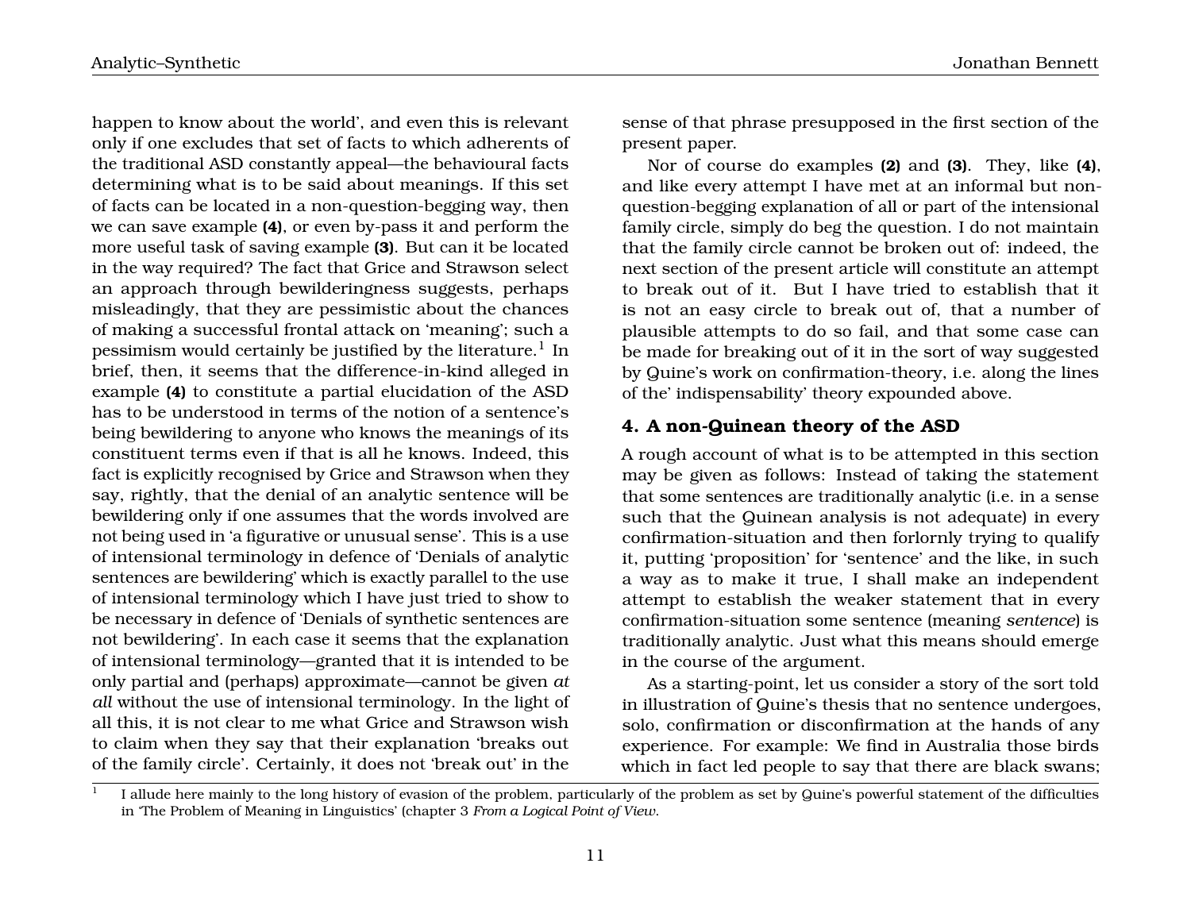happen to know about the world', and even this is relevant only if one excludes that set of facts to which adherents of the traditional ASD constantly appeal—the behavioural facts determining what is to be said about meanings. If this set of facts can be located in a non-question-begging way, then we can save example **(4)**, or even by-pass it and perform the more useful task of saving example **(3)**. But can it be located in the way required? The fact that Grice and Strawson select an approach through bewilderingness suggests, perhaps misleadingly, that they are pessimistic about the chances of making a successful frontal attack on 'meaning'; such a pessimism would certainly be justified by the literature.[1] In brief, then, it seems that the difference-in-kind alleged in example **(4)** to constitute a partial elucidation of the ASD has to be understood in terms of the notion of a sentence's being bewildering to anyone who knows the meanings of its constituent terms even if that is all he knows. Indeed, this fact is explicitly recognised by Grice and Strawson when they say, rightly, that the denial of an analytic sentence will be bewildering only if one assumes that the words involved are not being used in 'a figurative or unusual sense'. This is a use of intensional terminology in defence of 'Denials of analytic sentences are bewildering' which is exactly parallel to the use of intensional terminology which I have just tried to show to be necessary in defence of 'Denials of synthetic sentences are not bewildering'. In each case it seems that the explanation of intensional terminology—granted that it is intended to be only partial and (perhaps) approximate—cannot be given *at all* without the use of intensional terminology. In the light of all this, it is not clear to me what Grice and Strawson wish to claim when they say that their explanation 'breaks out of the family circle'. Certainly, it does not 'break out' in the sense of that phrase presupposed in the first section of the present paper.

Nor of course do examples **(2)** and **(3)**. They, like **(4)**, and like every attempt I have met at an informal but non-question-begging explanation of all or part of the intensional family circle, simply do beg the question. I do not maintain that the family circle cannot be broken out of: indeed, the next section of the present article will constitute an attempt to break out of it. But I have tried to establish that it is not an easy circle to break out of, that a number of plausible attempts to do so fail, and that some case can be made for breaking out of it in the sort of way suggested by Quine's work on confirmation-theory, i.e. along the lines of the' indispensability' theory expounded above.

## 4. A non-Quinean theory of the ASD

A rough account of what is to be attempted in this section may be given as follows: Instead of taking the statement that some sentences are traditionally analytic (i.e. in a sense such that the Quinean analysis is not adequate) in every confirmation-situation and then forlornly trying to qualify it, putting 'proposition' for 'sentence' and the like, in such a way as to make it true, I shall make an independent attempt to establish the weaker statement that in every confirmation-situation some sentence (meaning *sentence*) is traditionally analytic. Just what this means should emerge in the course of the argument.

As a starting-point, let us consider a story of the sort told in illustration of Quine's thesis that no sentence undergoes, solo, confirmation or disconfirmation at the hands of any experience. For example: We find in Australia those birds which in fact led people to say that there are black swans;

---

[1] I allude here mainly to the long history of evasion of the problem, particularly of the problem as set by Quine's powerful statement of the difficulties in 'The Problem of Meaning in Linguistics' (chapter 3 *From a Logical Point of View*.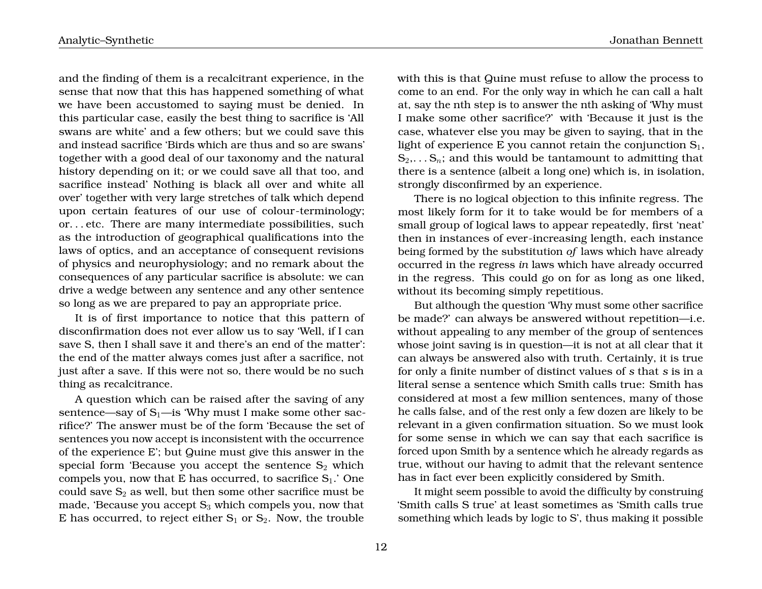and the finding of them is a recalcitrant experience, in the sense that now that this has happened something of what we have been accustomed to saying must be denied. In this particular case, easily the best thing to sacrifice is 'All swans are white' and a few others; but we could save this and instead sacrifice 'Birds which are thus and so are swans' together with a good deal of our taxonomy and the natural history depending on it; or we could save all that too, and sacrifice instead' Nothing is black all over and white all over' together with very large stretches of talk which depend upon certain features of our use of colour-terminology; or. . . etc. There are many intermediate possibilities, such as the introduction of geographical qualifications into the laws of optics, and an acceptance of consequent revisions of physics and neurophysiology; and no remark about the consequences of any particular sacrifice is absolute: we can drive a wedge between any sentence and any other sentence so long as we are prepared to pay an appropriate price.

It is of first importance to notice that this pattern of disconfirmation does not ever allow us to say 'Well, if I can save S, then I shall save it and there's an end of the matter': the end of the matter always comes just after a sacrifice, not just after a save. If this were not so, there would be no such thing as recalcitrance.

A question which can be raised after the saving of any sentence—say of $S_1$—is 'Why must I make some other sacrifice?' The answer must be of the form 'Because the set of sentences you now accept is inconsistent with the occurrence of the experience E'; but Quine must give this answer in the special form 'Because you accept the sentence $S_2$ which compels you, now that E has occurred, to sacrifice $S_1$.' One could save $S_2$ as well, but then some other sacrifice must be made, 'Because you accept $S_3$ which compels you, now that E has occurred, to reject either $S_1$ or $S_2$. Now, the trouble with this is that Quine must refuse to allow the process to come to an end. For the only way in which he can call a halt at, say the nth step is to answer the nth asking of 'Why must I make some other sacrifice?' with 'Because it just is the case, whatever else you may be given to saying, that in the light of experience E you cannot retain the conjunction $S_1$, $S_2$,. . . $S_n$; and this would be tantamount to admitting that there is a sentence (albeit a long one) which is, in isolation, strongly disconfirmed by an experience.

There is no logical objection to this infinite regress. The most likely form for it to take would be for members of a small group of logical laws to appear repeatedly, first 'neat' then in instances of ever-increasing length, each instance being formed by the substitution *of* laws which have already occurred in the regress *in* laws which have already occurred in the regress. This could go on for as long as one liked, without its becoming simply repetitious.

But although the question 'Why must some other sacrifice be made?' can always be answered without repetition—i.e. without appealing to any member of the group of sentences whose joint saving is in question—it is not at all clear that it can always be answered also with truth. Certainly, it is true for only a finite number of distinct values of *s* that *s* is in a literal sense a sentence which Smith calls true: Smith has considered at most a few million sentences, many of those he calls false, and of the rest only a few dozen are likely to be relevant in a given confirmation situation. So we must look for some sense in which we can say that each sacrifice is forced upon Smith by a sentence which he already regards as true, without our having to admit that the relevant sentence has in fact ever been explicitly considered by Smith.

It might seem possible to avoid the difficulty by construing 'Smith calls S true' at least sometimes as 'Smith calls true something which leads by logic to S', thus making it possible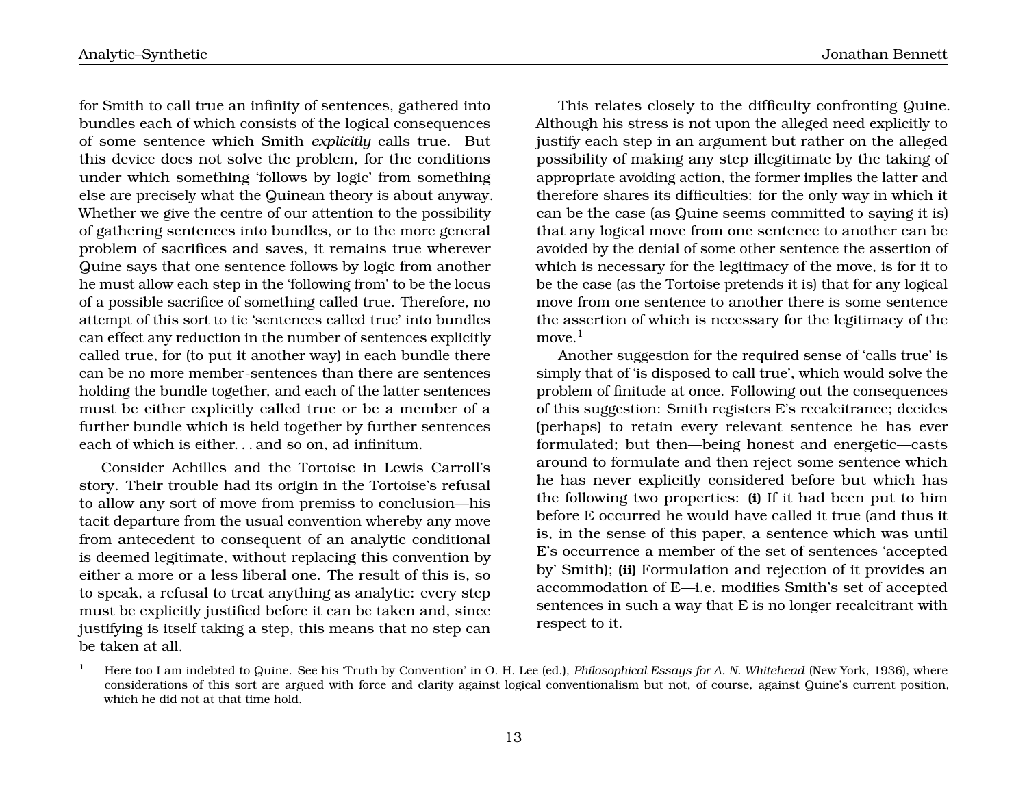for Smith to call true an infinity of sentences, gathered into bundles each of which consists of the logical consequences of some sentence which Smith *explicitly* calls true. But this device does not solve the problem, for the conditions under which something 'follows by logic' from something else are precisely what the Quinean theory is about anyway. Whether we give the centre of our attention to the possibility of gathering sentences into bundles, or to the more general problem of sacrifices and saves, it remains true wherever Quine says that one sentence follows by logic from another he must allow each step in the 'following from' to be the locus of a possible sacrifice of something called true. Therefore, no attempt of this sort to tie 'sentences called true' into bundles can effect any reduction in the number of sentences explicitly called true, for (to put it another way) in each bundle there can be no more member-sentences than there are sentences holding the bundle together, and each of the latter sentences must be either explicitly called true or be a member of a further bundle which is held together by further sentences each of which is either. . . and so on, ad infinitum.

Consider Achilles and the Tortoise in Lewis Carroll's story. Their trouble had its origin in the Tortoise's refusal to allow any sort of move from premiss to conclusion—his tacit departure from the usual convention whereby any move from antecedent to consequent of an analytic conditional is deemed legitimate, without replacing this convention by either a more or a less liberal one. The result of this is, so to speak, a refusal to treat anything as analytic: every step must be explicitly justified before it can be taken and, since justifying is itself taking a step, this means that no step can be taken at all.

This relates closely to the difficulty confronting Quine. Although his stress is not upon the alleged need explicitly to justify each step in an argument but rather on the alleged possibility of making any step illegitimate by the taking of appropriate avoiding action, the former implies the latter and therefore shares its difficulties: for the only way in which it can be the case (as Quine seems committed to saying it is) that any logical move from one sentence to another can be avoided by the denial of some other sentence the assertion of which is necessary for the legitimacy of the move, is for it to be the case (as the Tortoise pretends it is) that for any logical move from one sentence to another there is some sentence the assertion of which is necessary for the legitimacy of the move.[1]

Another suggestion for the required sense of 'calls true' is simply that of 'is disposed to call true', which would solve the problem of finitude at once. Following out the consequences of this suggestion: Smith registers E's recalcitrance; decides (perhaps) to retain every relevant sentence he has ever formulated; but then—being honest and energetic—casts around to formulate and then reject some sentence which he has never explicitly considered before but which has the following two properties: **(i)** If it had been put to him before E occurred he would have called it true (and thus it is, in the sense of this paper, a sentence which was until E's occurrence a member of the set of sentences 'accepted by' Smith); **(ii)** Formulation and rejection of it provides an accommodation of E—i.e. modifies Smith's set of accepted sentences in such a way that E is no longer recalcitrant with respect to it.

---

[1] Here too I am indebted to Quine. See his 'Truth by Convention' in O. H. Lee (ed.), *Philosophical Essays for A. N. Whitehead* (New York, 1936), where considerations of this sort are argued with force and clarity against logical conventionalism but not, of course, against Quine's current position, which he did not at that time hold.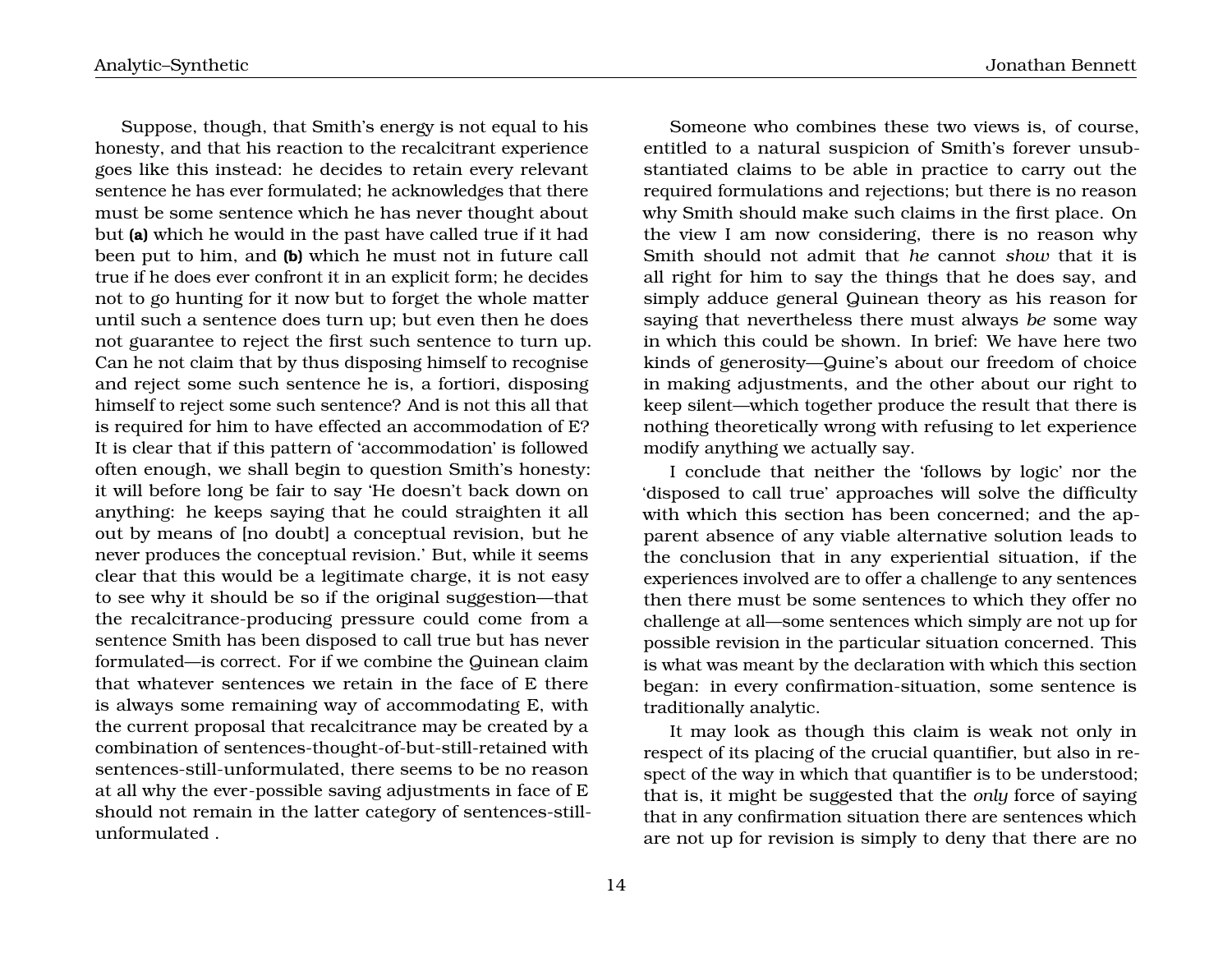Suppose, though, that Smith's energy is not equal to his honesty, and that his reaction to the recalcitrant experience goes like this instead: he decides to retain every relevant sentence he has ever formulated; he acknowledges that there must be some sentence which he has never thought about but **(a)** which he would in the past have called true if it had been put to him, and **(b)** which he must not in future call true if he does ever confront it in an explicit form; he decides not to go hunting for it now but to forget the whole matter until such a sentence does turn up; but even then he does not guarantee to reject the first such sentence to turn up. Can he not claim that by thus disposing himself to recognise and reject some such sentence he is, a fortiori, disposing himself to reject some such sentence? And is not this all that is required for him to have effected an accommodation of E? It is clear that if this pattern of 'accommodation' is followed often enough, we shall begin to question Smith's honesty: it will before long be fair to say 'He doesn't back down on anything: he keeps saying that he could straighten it all out by means of [no doubt] a conceptual revision, but he never produces the conceptual revision.' But, while it seems clear that this would be a legitimate charge, it is not easy to see why it should be so if the original suggestion—that the recalcitrance-producing pressure could come from a sentence Smith has been disposed to call true but has never formulated—is correct. For if we combine the Quinean claim that whatever sentences we retain in the face of E there is always some remaining way of accommodating E, with the current proposal that recalcitrance may be created by a combination of sentences-thought-of-but-still-retained with sentences-still-unformulated, there seems to be no reason at all why the ever-possible saving adjustments in face of E should not remain in the latter category of sentences-still-unformulated .

Someone who combines these two views is, of course, entitled to a natural suspicion of Smith's forever unsubstantiated claims to be able in practice to carry out the required formulations and rejections; but there is no reason why Smith should make such claims in the first place. On the view I am now considering, there is no reason why Smith should not admit that *he* cannot *show* that it is all right for him to say the things that he does say, and simply adduce general Quinean theory as his reason for saying that nevertheless there must always *be* some way in which this could be shown. In brief: We have here two kinds of generosity—Quine's about our freedom of choice in making adjustments, and the other about our right to keep silent—which together produce the result that there is nothing theoretically wrong with refusing to let experience modify anything we actually say.

I conclude that neither the 'follows by logic' nor the 'disposed to call true' approaches will solve the difficulty with which this section has been concerned; and the apparent absence of any viable alternative solution leads to the conclusion that in any experiential situation, if the experiences involved are to offer a challenge to any sentences then there must be some sentences to which they offer no challenge at all—some sentences which simply are not up for possible revision in the particular situation concerned. This is what was meant by the declaration with which this section began: in every confirmation-situation, some sentence is traditionally analytic.

It may look as though this claim is weak not only in respect of its placing of the crucial quantifier, but also in respect of the way in which that quantifier is to be understood; that is, it might be suggested that the *only* force of saying that in any confirmation situation there are sentences which are not up for revision is simply to deny that there are no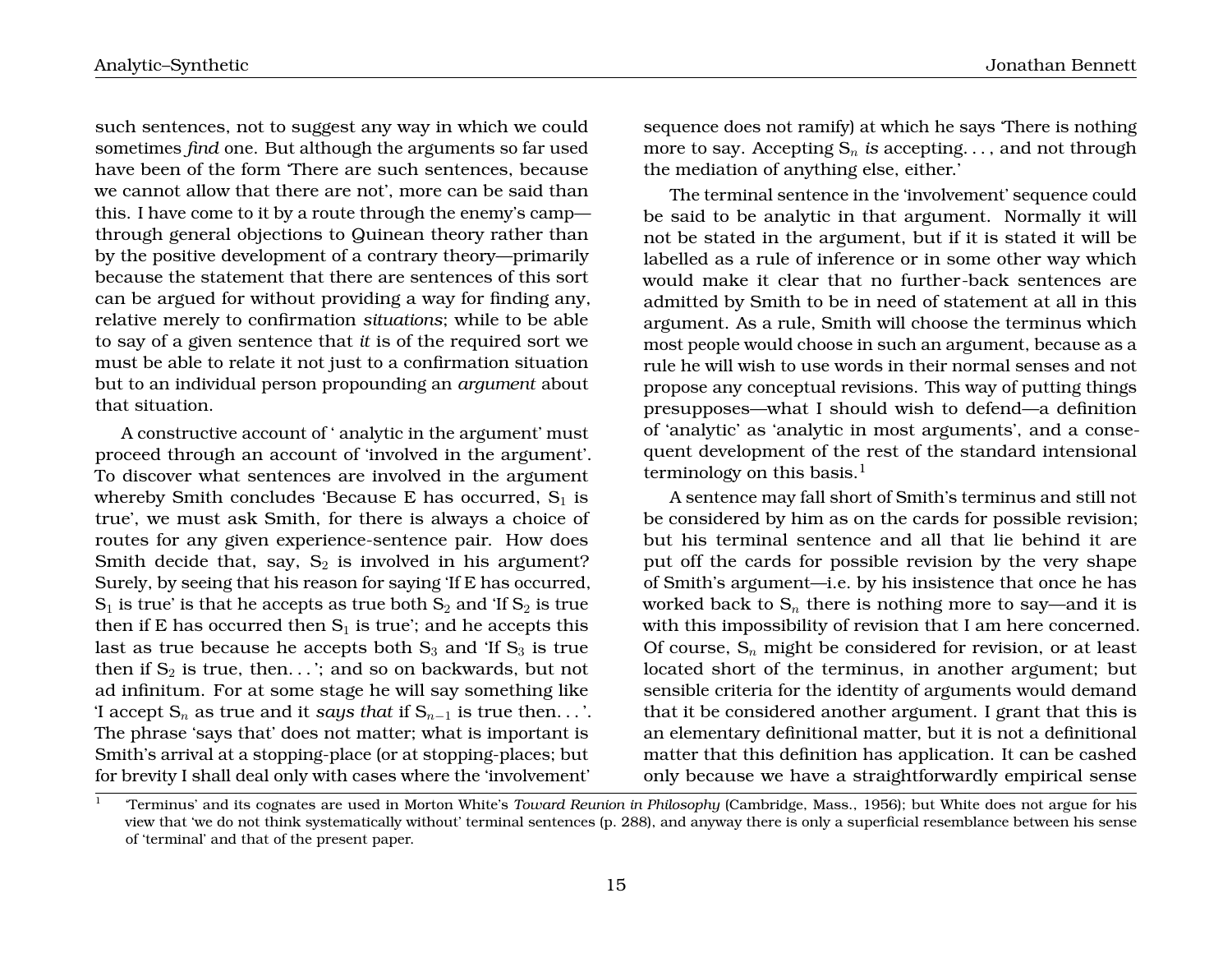such sentences, not to suggest any way in which we could sometimes *find* one. But although the arguments so far used have been of the form 'There are such sentences, because we cannot allow that there are not', more can be said than this. I have come to it by a route through the enemy's camp—through general objections to Quinean theory rather than by the positive development of a contrary theory—primarily because the statement that there are sentences of this sort can be argued for without providing a way for finding any, relative merely to confirmation *situations*; while to be able to say of a given sentence that *it* is of the required sort we must be able to relate it not just to a confirmation situation but to an individual person propounding an *argument* about that situation.

A constructive account of ' analytic in the argument' must proceed through an account of 'involved in the argument'. To discover what sentences are involved in the argument whereby Smith concludes 'Because E has occurred, $S_1$ is true', we must ask Smith, for there is always a choice of routes for any given experience-sentence pair. How does Smith decide that, say, $S_2$ is involved in his argument? Surely, by seeing that his reason for saying 'If E has occurred, $S_1$ is true' is that he accepts as true both $S_2$ and 'If $S_2$ is true then if E has occurred then $S_1$ is true'; and he accepts this last as true because he accepts both $S_3$ and 'If $S_3$ is true then if $S_2$ is true, then. . . '; and so on backwards, but not ad infinitum. For at some stage he will say something like 'I accept $S_n$ as true and it *says that* if $S_{n-1}$ is true then. . . '. The phrase 'says that' does not matter; what is important is Smith's arrival at a stopping-place (or at stopping-places; but for brevity I shall deal only with cases where the 'involvement' sequence does not ramify) at which he says 'There is nothing more to say. Accepting $S_n$ *is* accepting. . . , and not through the mediation of anything else, either.'

The terminal sentence in the 'involvement' sequence could be said to be analytic in that argument. Normally it will not be stated in the argument, but if it is stated it will be labelled as a rule of inference or in some other way which would make it clear that no further-back sentences are admitted by Smith to be in need of statement at all in this argument. As a rule, Smith will choose the terminus which most people would choose in such an argument, because as a rule he will wish to use words in their normal senses and not propose any conceptual revisions. This way of putting things presupposes—what I should wish to defend—a definition of 'analytic' as 'analytic in most arguments', and a consequent development of the rest of the standard intensional terminology on this basis.[1]

A sentence may fall short of Smith's terminus and still not be considered by him as on the cards for possible revision; but his terminal sentence and all that lie behind it are put off the cards for possible revision by the very shape of Smith's argument—i.e. by his insistence that once he has worked back to $S_n$ there is nothing more to say—and it is with this impossibility of revision that I am here concerned. Of course, $S_n$ might be considered for revision, or at least located short of the terminus, in another argument; but sensible criteria for the identity of arguments would demand that it be considered another argument. I grant that this is an elementary definitional matter, but it is not a definitional matter that this definition has application. It can be cashed only because we have a straightforwardly empirical sense

[1] 'Terminus' and its cognates are used in Morton White's *Toward Reunion in Philosophy* (Cambridge, Mass., 1956); but White does not argue for his view that 'we do not think systematically without' terminal sentences (p. 288), and anyway there is only a superficial resemblance between his sense of 'terminal' and that of the present paper.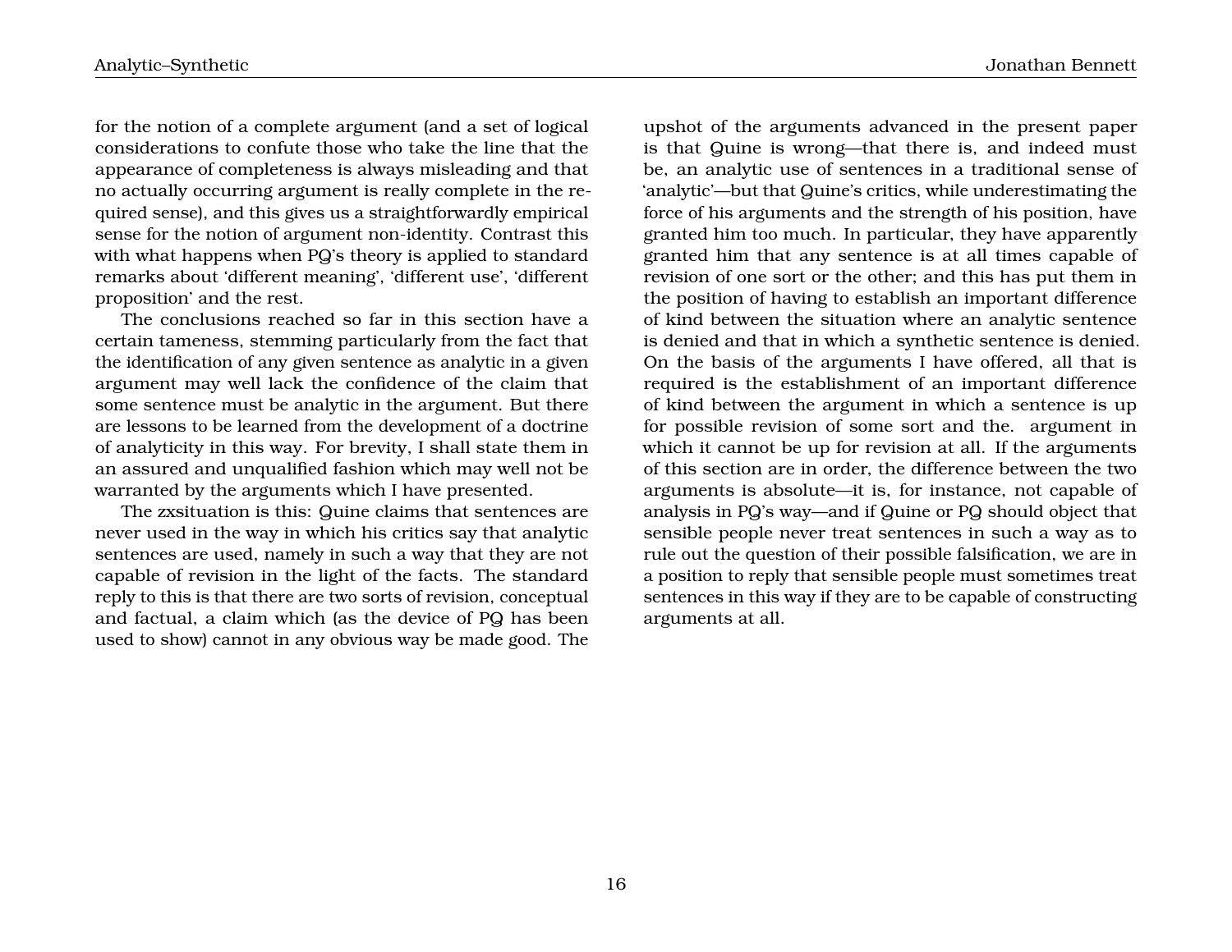for the notion of a complete argument (and a set of logical considerations to confute those who take the line that the appearance of completeness is always misleading and that no actually occurring argument is really complete in the required sense), and this gives us a straightforwardly empirical sense for the notion of argument non-identity. Contrast this with what happens when PQ's theory is applied to standard remarks about 'different meaning', 'different use', 'different proposition' and the rest.

The conclusions reached so far in this section have a certain tameness, stemming particularly from the fact that the identification of any given sentence as analytic in a given argument may well lack the confidence of the claim that some sentence must be analytic in the argument. But there are lessons to be learned from the development of a doctrine of analyticity in this way. For brevity, I shall state them in an assured and unqualified fashion which may well not be warranted by the arguments which I have presented.

The zxsituation is this: Quine claims that sentences are never used in the way in which his critics say that analytic sentences are used, namely in such a way that they are not capable of revision in the light of the facts. The standard reply to this is that there are two sorts of revision, conceptual and factual, a claim which (as the device of PQ has been used to show) cannot in any obvious way be made good. The upshot of the arguments advanced in the present paper is that Quine is wrong—that there is, and indeed must be, an analytic use of sentences in a traditional sense of 'analytic'—but that Quine's critics, while underestimating the force of his arguments and the strength of his position, have granted him too much. In particular, they have apparently granted him that any sentence is at all times capable of revision of one sort or the other; and this has put them in the position of having to establish an important difference of kind between the situation where an analytic sentence is denied and that in which a synthetic sentence is denied. On the basis of the arguments I have offered, all that is required is the establishment of an important difference of kind between the argument in which a sentence is up for possible revision of some sort and the. argument in which it cannot be up for revision at all. If the arguments of this section are in order, the difference between the two arguments is absolute—it is, for instance, not capable of analysis in PQ's way—and if Quine or PQ should object that sensible people never treat sentences in such a way as to rule out the question of their possible falsification, we are in a position to reply that sensible people must sometimes treat sentences in this way if they are to be capable of constructing arguments at all.